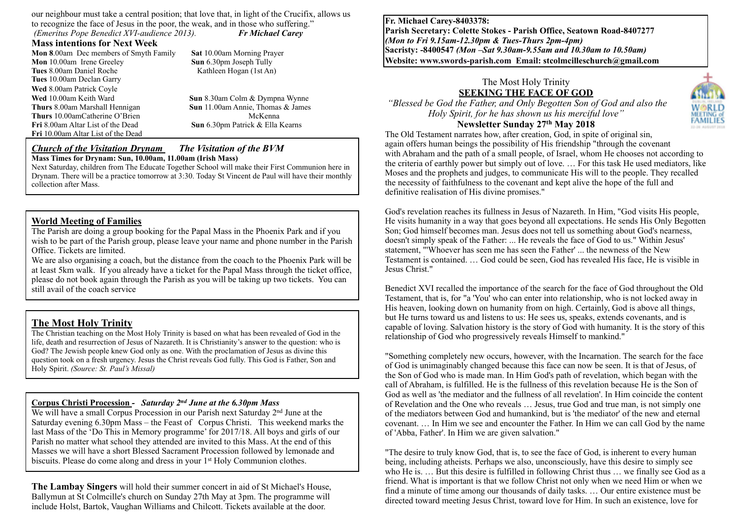our neighbour must take a central position; that love that, in light of the Crucifix, allows us to recognize the face of Jesus in the poor, the weak, and in those who suffering."
*(Emeritus Pope Benedict XVI-audience 2013).* ***Fr Michael Carey***

## Mass intentions for Next Week

**Mon 8**.00am Dec members of Smyth Family
**Mon** 10.00am Irene Greeley
**Tues** 8.00am Daniel Roche
**Tues** 10.00am Declan Garry
**Wed** 8.00am Patrick Coyle
**Wed** 10.00am Keith Ward
**Thurs** 8.00am Marshall Hennigan
**Thurs** 10.00amCatherine O'Brien
**Fri** 8.00am Altar List of the Dead
**Fri** 10.00am Altar List of the Dead
**Sat** 10.00am Morning Prayer
**Sun** 6.30pm Joseph Tully
Kathleen Hogan (1st An)
**Sun** 8.30am Colm & Dympna Wynne
**Sun** 11.00am Annie, Thomas & James McKenna
**Sun** 6.30pm Patrick & Ella Kearns

***Church of the Visitation Drynam*** ***The Visitation of the BVM***
**Mass Times for Drynam: Sun, 10.00am, 11.00am (Irish Mass)**
Next Saturday, children from The Educate Together School will make their First Communion here in Drynam. There will be a practice tomorrow at 3:30. Today St Vincent de Paul will have their monthly collection after Mass.

## World Meeting of Families

The Parish are doing a group booking for the Papal Mass in the Phoenix Park and if you wish to be part of the Parish group, please leave your name and phone number in the Parish Office. Tickets are limited.
We are also organising a coach, but the distance from the coach to the Phoenix Park will be at least 5km walk. If you already have a ticket for the Papal Mass through the ticket office, please do not book again through the Parish as you will be taking up two tickets. You can still avail of the coach service

## The Most Holy Trinity

The Christian teaching on the Most Holy Trinity is based on what has been revealed of God in the life, death and resurrection of Jesus of Nazareth. It is Christianity's answer to the question: who is God? The Jewish people knew God only as one. With the proclamation of Jesus as divine this question took on a fresh urgency. Jesus the Christ reveals God fully. This God is Father, Son and Holy Spirit. *(Source: St. Paul's Missal)*

**Corpus Christi Procession -** ***Saturday 2nd June at the 6.30pm Mass***
We will have a small Corpus Procession in our Parish next Saturday 2nd June at the Saturday evening 6.30pm Mass – the Feast of Corpus Christi. This weekend marks the last Mass of the 'Do This in Memory programme' for 2017/18. All boys and girls of our Parish no matter what school they attended are invited to this Mass. At the end of this Masses we will have a short Blessed Sacrament Procession followed by lemonade and biscuits. Please do come along and dress in your 1st Holy Communion clothes.

**The Lambay Singers** will hold their summer concert in aid of St Michael's House, Ballymun at St Colmcille's church on Sunday 27th May at 3pm. The programme will include Holst, Bartok, Vaughan Williams and Chilcott. Tickets available at the door.

**Fr. Michael Carey-8403378:**
**Parish Secretary: Colette Stokes - Parish Office, Seatown Road-8407277**
***(Mon to Fri 9.15am-12.30pm & Tues-Thurs 2pm-4pm)***
**Sacristy: -8400547** ***(Mon –Sat 9.30am-9.55am and 10.30am to 10.50am)***
**Website: www.swords-parish.com Email: stcolmcilleschurch@gmail.com**

The Most Holy Trinity

# SEEKING THE FACE OF GOD

*"Blessed be God the Father, and Only Begotten Son of God and also the Holy Spirit, for he has shown us his merciful love"*

**Newsletter Sunday 27th May 2018**

The Old Testament narrates how, after creation, God, in spite of original sin, again offers human beings the possibility of His friendship "through the covenant with Abraham and the path of a small people, of Israel, whom He chooses not according to the criteria of earthly power but simply out of love. … For this task He used mediators, like Moses and the prophets and judges, to communicate His will to the people. They recalled the necessity of faithfulness to the covenant and kept alive the hope of the full and definitive realisation of His divine promises."

God's revelation reaches its fullness in Jesus of Nazareth. In Him, "God visits His people, He visits humanity in a way that goes beyond all expectations. He sends His Only Begotten Son; God himself becomes man. Jesus does not tell us something about God's nearness, doesn't simply speak of the Father: ... He reveals the face of God to us." Within Jesus' statement, "'Whoever has seen me has seen the Father' ... the newness of the New Testament is contained. … God could be seen, God has revealed His face, He is visible in Jesus Christ."

Benedict XVI recalled the importance of the search for the face of God throughout the Old Testament, that is, for "a 'You' who can enter into relationship, who is not locked away in His heaven, looking down on humanity from on high. Certainly, God is above all things, but He turns toward us and listens to us: He sees us, speaks, extends covenants, and is capable of loving. Salvation history is the story of God with humanity. It is the story of this relationship of God who progressively reveals Himself to mankind."

"Something completely new occurs, however, with the Incarnation. The search for the face of God is unimaginably changed because this face can now be seen. It is that of Jesus, of the Son of God who is made man. In Him God's path of revelation, which began with the call of Abraham, is fulfilled. He is the fullness of this revelation because He is the Son of God as well as 'the mediator and the fullness of all revelation'. In Him coincide the content of Revelation and the One who reveals … Jesus, true God and true man, is not simply one of the mediators between God and humankind, but is 'the mediator' of the new and eternal covenant. … In Him we see and encounter the Father. In Him we can call God by the name of 'Abba, Father'. In Him we are given salvation."

"The desire to truly know God, that is, to see the face of God, is inherent to every human being, including atheists. Perhaps we also, unconsciously, have this desire to simply see who He is. … But this desire is fulfilled in following Christ thus … we finally see God as a friend. What is important is that we follow Christ not only when we need Him or when we find a minute of time among our thousands of daily tasks. … Our entire existence must be directed toward meeting Jesus Christ, toward love for Him. In such an existence, love for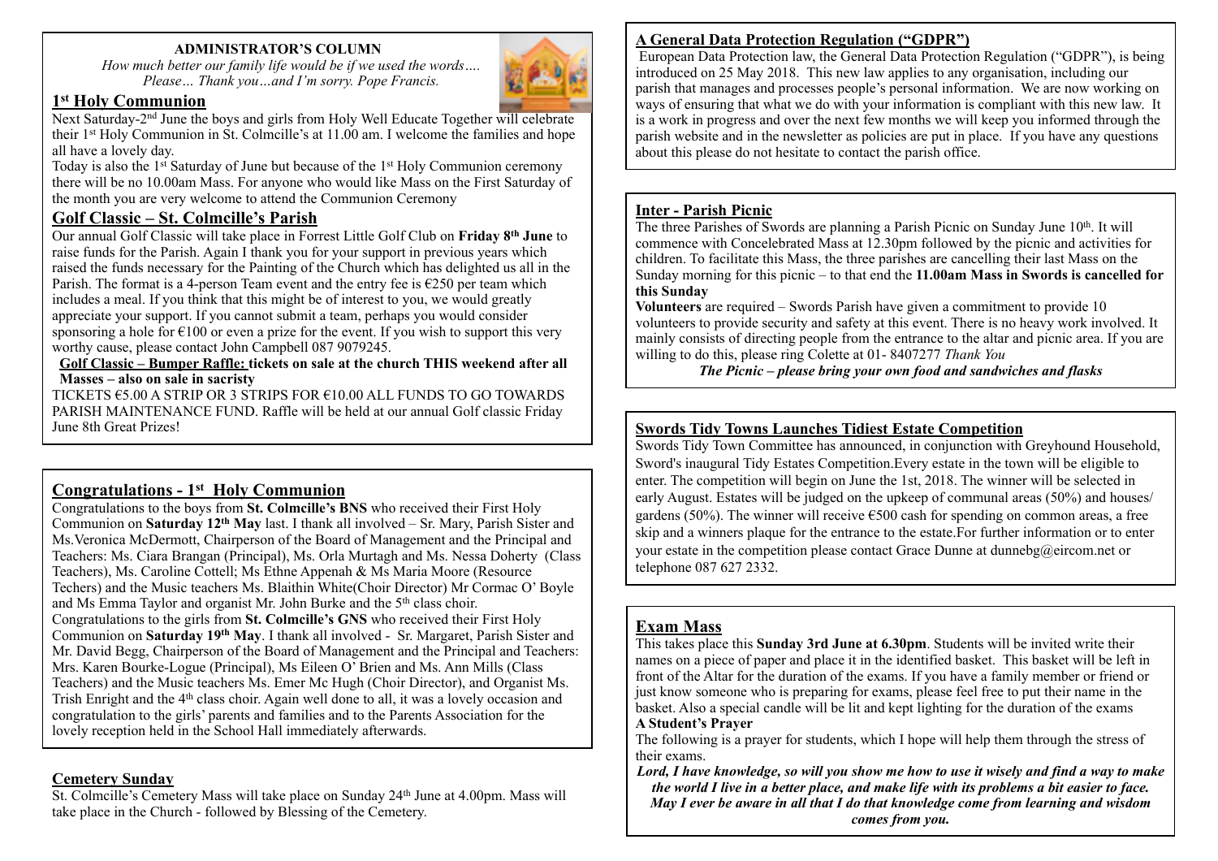## ADMINISTRATOR'S COLUMN

*How much better our family life would be if we used the words…. Please… Thank you…and I'm sorry. Pope Francis.*

### 1st Holy Communion

Next Saturday-2nd June the boys and girls from Holy Well Educate Together will celebrate their 1st Holy Communion in St. Colmcille's at 11.00 am. I welcome the families and hope all have a lovely day.

Today is also the 1st Saturday of June but because of the 1st Holy Communion ceremony there will be no 10.00am Mass. For anyone who would like Mass on the First Saturday of the month you are very welcome to attend the Communion Ceremony

### Golf Classic – St. Colmcille's Parish

Our annual Golf Classic will take place in Forrest Little Golf Club on **Friday 8th June** to raise funds for the Parish. Again I thank you for your support in previous years which raised the funds necessary for the Painting of the Church which has delighted us all in the Parish. The format is a 4-person Team event and the entry fee is €250 per team which includes a meal. If you think that this might be of interest to you, we would greatly appreciate your support. If you cannot submit a team, perhaps you would consider sponsoring a hole for €100 or even a prize for the event. If you wish to support this very worthy cause, please contact John Campbell 087 9079245.

**Golf Classic – Bumper Raffle: tickets on sale at the church THIS weekend after all Masses – also on sale in sacristy**

TICKETS €5.00 A STRIP OR 3 STRIPS FOR €10.00 ALL FUNDS TO GO TOWARDS PARISH MAINTENANCE FUND. Raffle will be held at our annual Golf classic Friday June 8th Great Prizes!

### Congratulations - 1st Holy Communion

Congratulations to the boys from **St. Colmcille's BNS** who received their First Holy Communion on **Saturday 12th May** last. I thank all involved – Sr. Mary, Parish Sister and Ms.Veronica McDermott, Chairperson of the Board of Management and the Principal and Teachers: Ms. Ciara Brangan (Principal), Ms. Orla Murtagh and Ms. Nessa Doherty (Class Teachers), Ms. Caroline Cottell; Ms Ethne Appenah & Ms Maria Moore (Resource Techers) and the Music teachers Ms. Blaithin White(Choir Director) Mr Cormac O' Boyle and Ms Emma Taylor and organist Mr. John Burke and the 5th class choir.

Congratulations to the girls from **St. Colmcille's GNS** who received their First Holy Communion on **Saturday 19th May**. I thank all involved - Sr. Margaret, Parish Sister and Mr. David Begg, Chairperson of the Board of Management and the Principal and Teachers: Mrs. Karen Bourke-Logue (Principal), Ms Eileen O' Brien and Ms. Ann Mills (Class Teachers) and the Music teachers Ms. Emer Mc Hugh (Choir Director), and Organist Ms. Trish Enright and the 4th class choir. Again well done to all, it was a lovely occasion and congratulation to the girls' parents and families and to the Parents Association for the lovely reception held in the School Hall immediately afterwards.

### Cemetery Sunday

St. Colmcille's Cemetery Mass will take place on Sunday 24th June at 4.00pm. Mass will take place in the Church - followed by Blessing of the Cemetery.

### A General Data Protection Regulation ("GDPR")

European Data Protection law, the General Data Protection Regulation ("GDPR"), is being introduced on 25 May 2018. This new law applies to any organisation, including our parish that manages and processes people's personal information. We are now working on ways of ensuring that what we do with your information is compliant with this new law. It is a work in progress and over the next few months we will keep you informed through the parish website and in the newsletter as policies are put in place. If you have any questions about this please do not hesitate to contact the parish office.

### Inter - Parish Picnic

The three Parishes of Swords are planning a Parish Picnic on Sunday June 10th. It will commence with Concelebrated Mass at 12.30pm followed by the picnic and activities for children. To facilitate this Mass, the three parishes are cancelling their last Mass on the Sunday morning for this picnic – to that end the **11.00am Mass in Swords is cancelled for this Sunday**

**Volunteers** are required – Swords Parish have given a commitment to provide 10 volunteers to provide security and safety at this event. There is no heavy work involved. It mainly consists of directing people from the entrance to the altar and picnic area. If you are willing to do this, please ring Colette at 01- 8407277 *Thank You*

***The Picnic – please bring your own food and sandwiches and flasks***

### Swords Tidy Towns Launches Tidiest Estate Competition

Swords Tidy Town Committee has announced, in conjunction with Greyhound Household, Sword's inaugural Tidy Estates Competition.Every estate in the town will be eligible to enter. The competition will begin on June the 1st, 2018. The winner will be selected in early August. Estates will be judged on the upkeep of communal areas (50%) and houses/ gardens (50%). The winner will receive €500 cash for spending on common areas, a free skip and a winners plaque for the entrance to the estate.For further information or to enter your estate in the competition please contact Grace Dunne at dunnebg@eircom.net or telephone 087 627 2332.

### Exam Mass

This takes place this **Sunday 3rd June at 6.30pm**. Students will be invited write their names on a piece of paper and place it in the identified basket. This basket will be left in front of the Altar for the duration of the exams. If you have a family member or friend or just know someone who is preparing for exams, please feel free to put their name in the basket. Also a special candle will be lit and kept lighting for the duration of the exams

**A Student's Prayer**

The following is a prayer for students, which I hope will help them through the stress of their exams.

***Lord, I have knowledge, so will you show me how to use it wisely and find a way to make the world I live in a better place, and make life with its problems a bit easier to face. May I ever be aware in all that I do that knowledge come from learning and wisdom comes from you.***